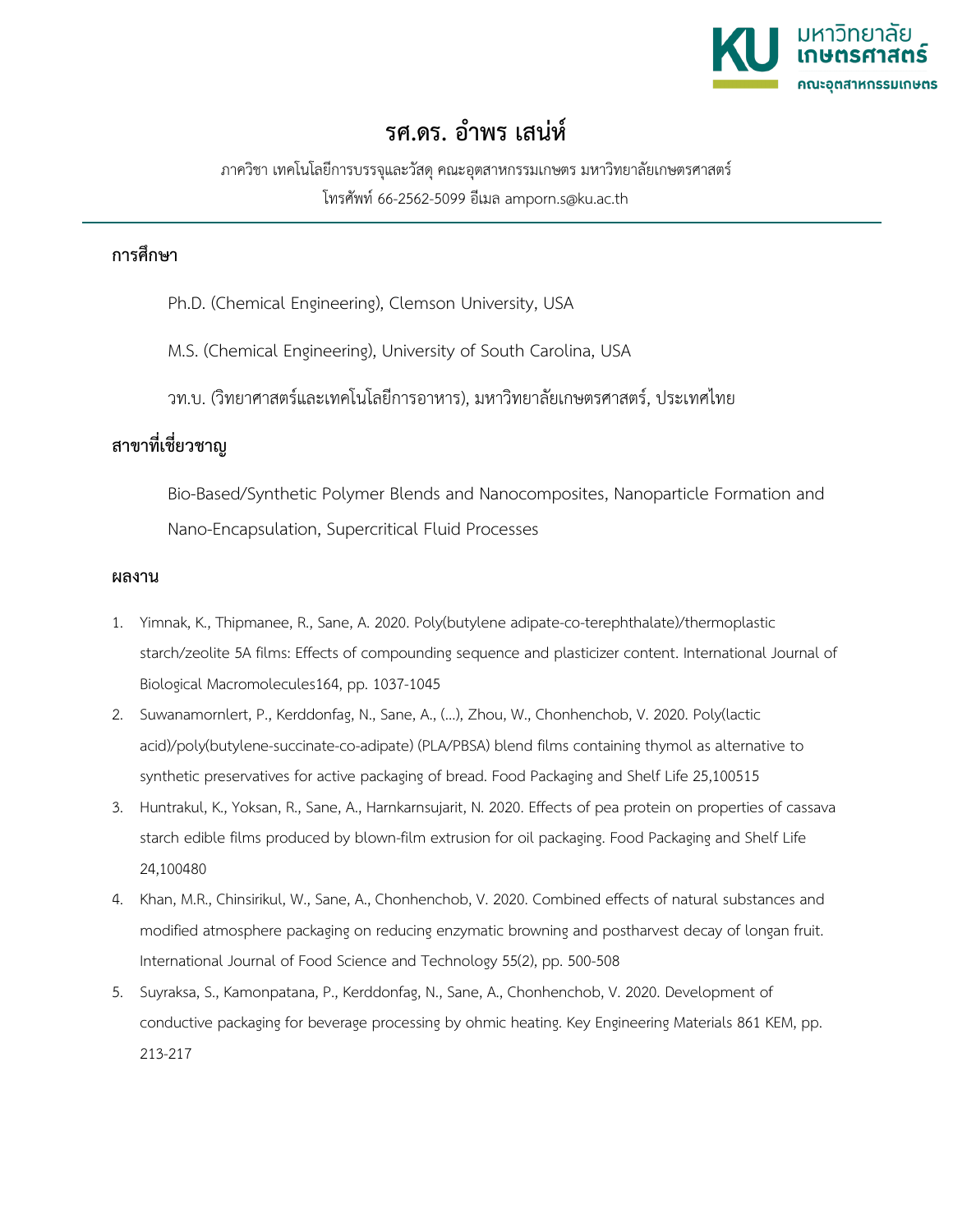# รศ.ดร. อำพร เสน่ห์

ภาควิชา เทคโนโลยีการบรรจุและวัสดุ คณะอุตสาหกรรมเกษตร มหาวิทยาลัยเกษตรศาสตร์
โทรศัพท์ 66-2562-5099 อีเมล amporn.s@ku.ac.th

## การศึกษา

Ph.D. (Chemical Engineering), Clemson University, USA

M.S. (Chemical Engineering), University of South Carolina, USA

วท.บ. (วิทยาศาสตร์และเทคโนโลยีการอาหาร), มหาวิทยาลัยเกษตรศาสตร์, ประเทศไทย

## สาขาที่เชี่ยวชาญ

Bio-Based/Synthetic Polymer Blends and Nanocomposites, Nanoparticle Formation and Nano-Encapsulation, Supercritical Fluid Processes

## ผลงาน

1. Yimnak, K., Thipmanee, R., Sane, A. 2020. Poly(butylene adipate-co-terephthalate)/thermoplastic starch/zeolite 5A films: Effects of compounding sequence and plasticizer content. International Journal of Biological Macromolecules164, pp. 1037-1045
2. Suwanamornlert, P., Kerddonfag, N., Sane, A., (...), Zhou, W., Chonhenchob, V. 2020. Poly(lactic acid)/poly(butylene-succinate-co-adipate) (PLA/PBSA) blend films containing thymol as alternative to synthetic preservatives for active packaging of bread. Food Packaging and Shelf Life 25,100515
3. Huntrakul, K., Yoksan, R., Sane, A., Harnkarnsujarit, N. 2020. Effects of pea protein on properties of cassava starch edible films produced by blown-film extrusion for oil packaging. Food Packaging and Shelf Life 24,100480
4. Khan, M.R., Chinsirikul, W., Sane, A., Chonhenchob, V. 2020. Combined effects of natural substances and modified atmosphere packaging on reducing enzymatic browning and postharvest decay of longan fruit. International Journal of Food Science and Technology 55(2), pp. 500-508
5. Suyraksa, S., Kamonpatana, P., Kerddonfag, N., Sane, A., Chonhenchob, V. 2020. Development of conductive packaging for beverage processing by ohmic heating. Key Engineering Materials 861 KEM, pp. 213-217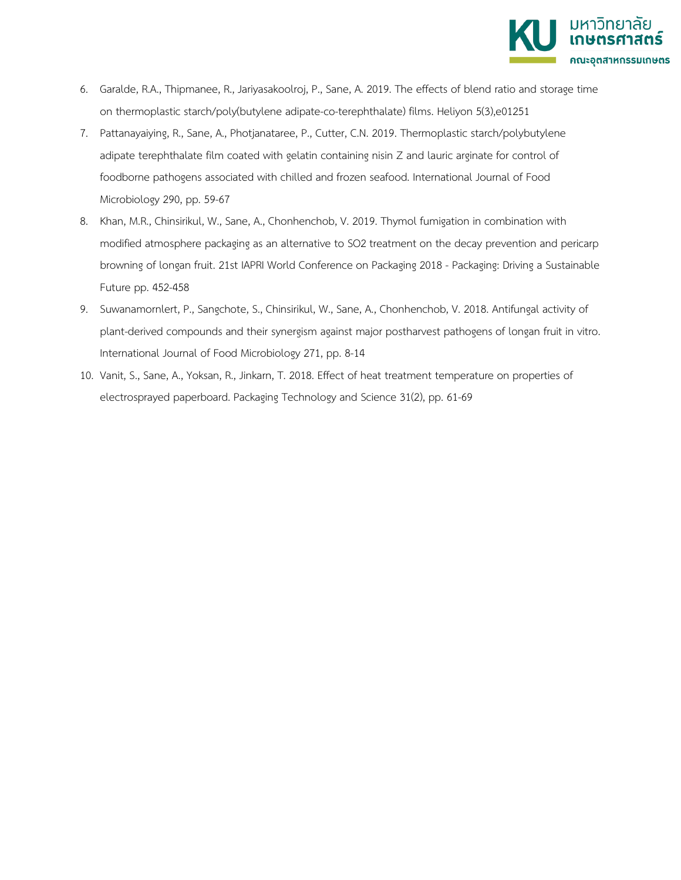6. Garalde, R.A., Thipmanee, R., Jariyasakoolroj, P., Sane, A. 2019. The effects of blend ratio and storage time on thermoplastic starch/poly(butylene adipate-co-terephthalate) films. Heliyon 5(3),e01251
7. Pattanayaiying, R., Sane, A., Photjanataree, P., Cutter, C.N. 2019. Thermoplastic starch/polybutylene adipate terephthalate film coated with gelatin containing nisin Z and lauric arginate for control of foodborne pathogens associated with chilled and frozen seafood. International Journal of Food Microbiology 290, pp. 59-67
8. Khan, M.R., Chinsirikul, W., Sane, A., Chonhenchob, V. 2019. Thymol fumigation in combination with modified atmosphere packaging as an alternative to SO2 treatment on the decay prevention and pericarp browning of longan fruit. 21st IAPRI World Conference on Packaging 2018 - Packaging: Driving a Sustainable Future pp. 452-458
9. Suwanamornlert, P., Sangchote, S., Chinsirikul, W., Sane, A., Chonhenchob, V. 2018. Antifungal activity of plant-derived compounds and their synergism against major postharvest pathogens of longan fruit in vitro. International Journal of Food Microbiology 271, pp. 8-14
10. Vanit, S., Sane, A., Yoksan, R., Jinkarn, T. 2018. Effect of heat treatment temperature on properties of electrosprayed paperboard. Packaging Technology and Science 31(2), pp. 61-69